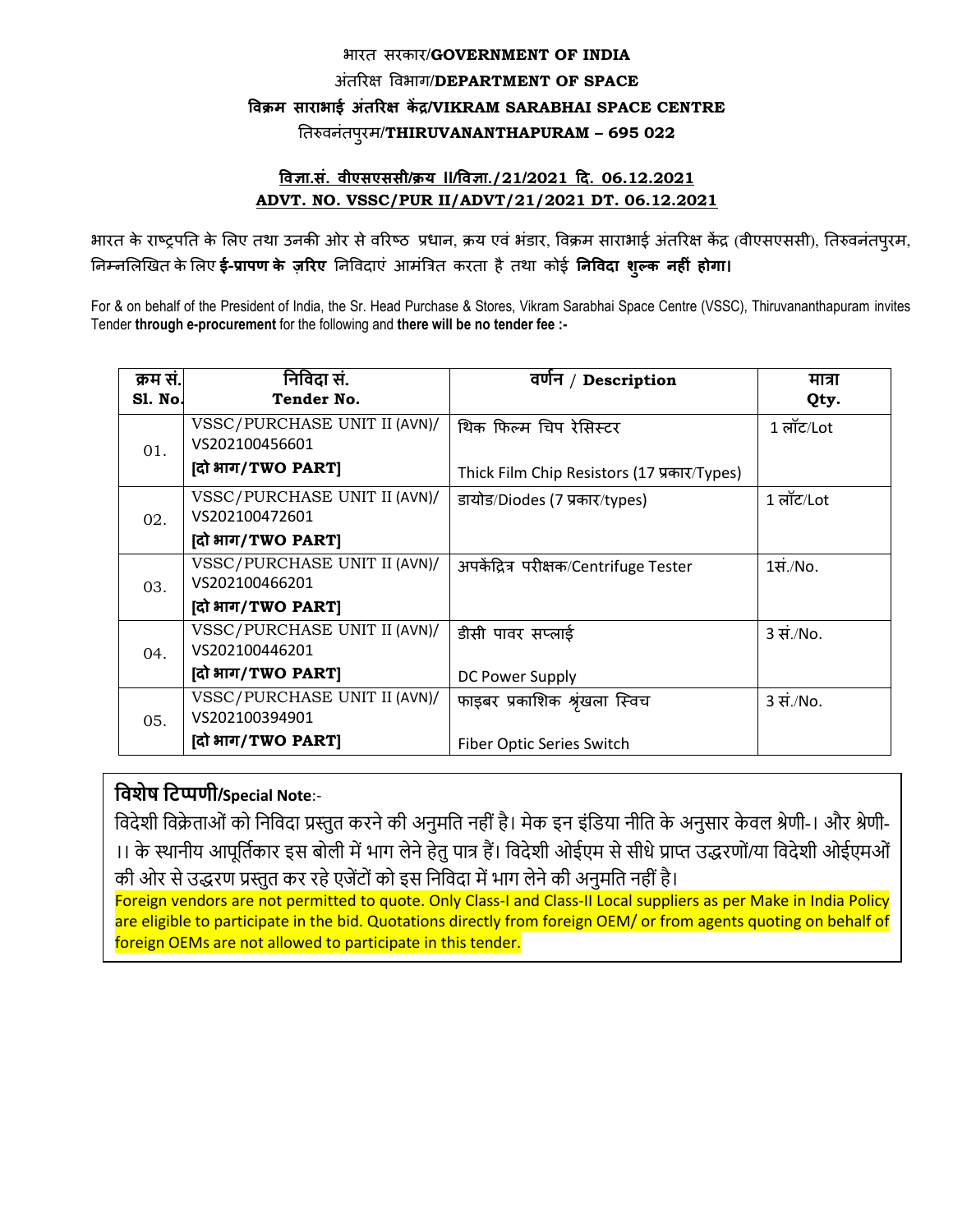भारत सरकार/**GOVERNMENT OF INDIA**

अंतरिक्ष विभाग/**DEPARTMENT OF SPACE**

**विक्रम साराभाई अंतरिक्ष केंद्र/VIKRAM SARABHAI SPACE CENTRE**

तिरुवनंतपुरम/**THIRUVANANTHAPURAM – 695 022**

**विज्ञा.सं. वीएसएससी/क्रय II/विज्ञा./21/2021 दि. 06.12.2021**

**ADVT. NO. VSSC/PUR II/ADVT/21/2021 DT. 06.12.2021**

भारत के राष्ट्रपति के लिए तथा उनकी ओर से वरिष्ठ प्रधान, क्रय एवं भंडार, विक्रम साराभाई अंतरिक्ष केंद्र (वीएसएससी), तिरुवनंतपुरम, निम्नलिखित के लिए **ई-प्रापण के ज़रिए** निविदाएं आमंत्रित करता है तथा कोई **निविदा शुल्क नहीं होगा।**

For & on behalf of the President of India, the Sr. Head Purchase & Stores, Vikram Sarabhai Space Centre (VSSC), Thiruvananthapuram invites Tender **through e-procurement** for the following and **there will be no tender fee :-**

| क्रम सं. Sl. No. | निविदा सं. Tender No. | वर्णन / Description | मात्रा Qty. |
|---|---|---|---|
| 01. | VSSC/PURCHASE UNIT II (AVN)/ VS202100456601 **[दो भाग/TWO PART]** | थिक फिल्म चिप रेसिस्टर<br>Thick Film Chip Resistors (17 प्रकार/Types) | 1 लॉट/Lot |
| 02. | VSSC/PURCHASE UNIT II (AVN)/ VS202100472601 **[दो भाग/TWO PART]** | डायोड/Diodes (7 प्रकार/types) | 1 लॉट/Lot |
| 03. | VSSC/PURCHASE UNIT II (AVN)/ VS202100466201 **[दो भाग/TWO PART]** | अपकेंद्रित्र परीक्षक/Centrifuge Tester | 1सं./No. |
| 04. | VSSC/PURCHASE UNIT II (AVN)/ VS202100446201 **[दो भाग/TWO PART]** | डीसी पावर सप्लाई<br>DC Power Supply | 3 सं./No. |
| 05. | VSSC/PURCHASE UNIT II (AVN)/ VS202100394901 **[दो भाग/TWO PART]** | फाइबर प्रकाशिक श्रृंखला स्विच<br>Fiber Optic Series Switch | 3 सं./No. |

**विशेष टिप्पणी/Special Note**:-

विदेशी विक्रेताओं को निविदा प्रस्तुत करने की अनुमति नहीं है। मेक इन इंडिया नीति के अनुसार केवल श्रेणी-I और श्रेणी-II के स्थानीय आपूर्तिकार इस बोली में भाग लेने हेतु पात्र हैं। विदेशी ओईएम से सीधे प्राप्त उद्धरणों/या विदेशी ओईएमओं की ओर से उद्धरण प्रस्तुत कर रहे एजेंटों को इस निविदा में भाग लेने की अनुमति नहीं है।

Foreign vendors are not permitted to quote. Only Class-I and Class-II Local suppliers as per Make in India Policy are eligible to participate in the bid. Quotations directly from foreign OEM/ or from agents quoting on behalf of foreign OEMs are not allowed to participate in this tender.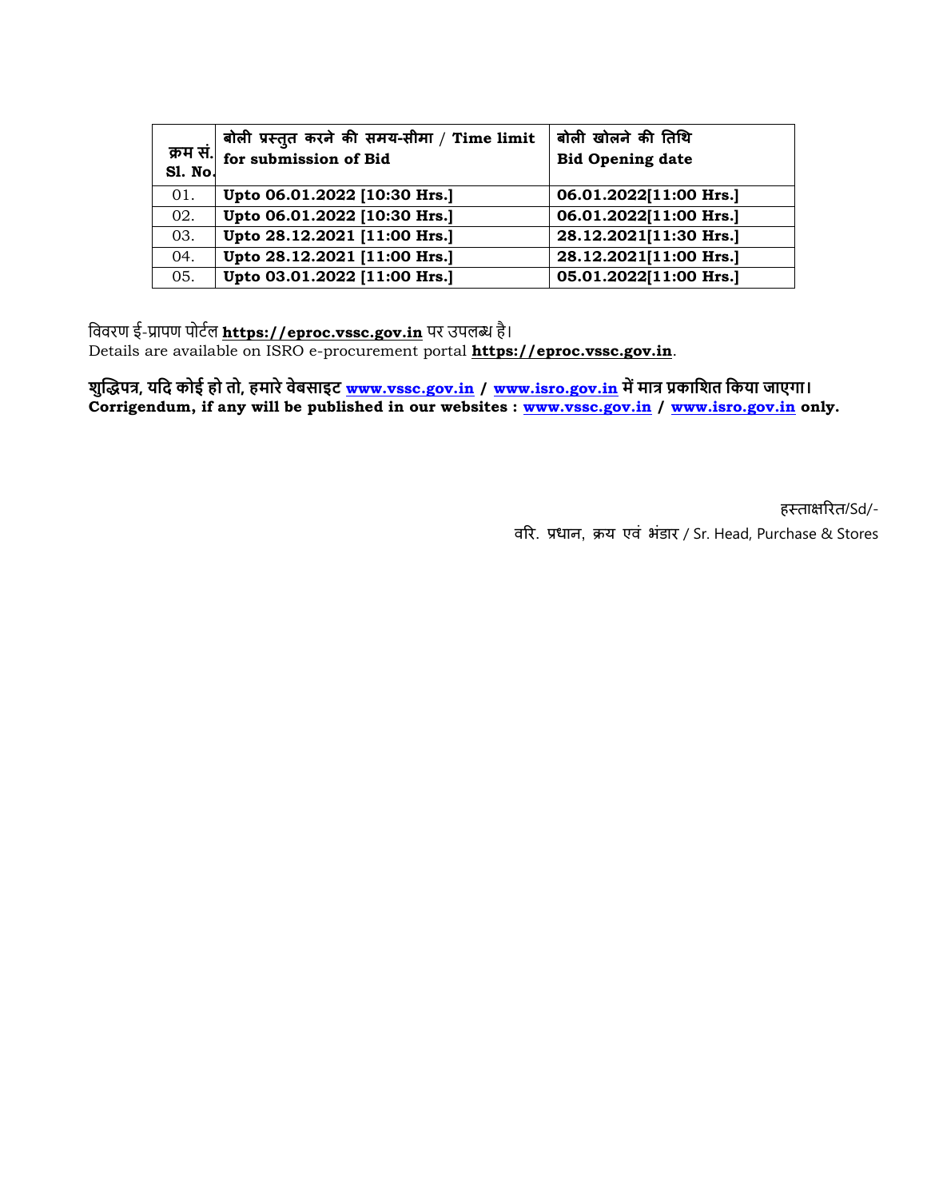| क्रम सं. Sl. No. | बोली प्रस्तुत करने की समय-सीमा / Time limit for submission of Bid | बोली खोलने की तिथि Bid Opening date |
|---|---|---|
| 01. | **Upto 06.01.2022 [10:30 Hrs.]** | **06.01.2022[11:00 Hrs.]** |
| 02. | **Upto 06.01.2022 [10:30 Hrs.]** | **06.01.2022[11:00 Hrs.]** |
| 03. | **Upto 28.12.2021 [11:00 Hrs.]** | **28.12.2021[11:30 Hrs.]** |
| 04. | **Upto 28.12.2021 [11:00 Hrs.]** | **28.12.2021[11:00 Hrs.]** |
| 05. | **Upto 03.01.2022 [11:00 Hrs.]** | **05.01.2022[11:00 Hrs.]** |

विवरण ई-प्रापण पोर्टल **https://eproc.vssc.gov.in** पर उपलब्ध है।
Details are available on ISRO e-procurement portal **https://eproc.vssc.gov.in**.

**शुद्धिपत्र, यदि कोई हो तो, हमारे वेबसाइट www.vssc.gov.in / www.isro.gov.in में मात्र प्रकाशित किया जाएगा।**
**Corrigendum, if any will be published in our websites : www.vssc.gov.in / www.isro.gov.in only.**

हस्ताक्षरित/Sd/-
वरि. प्रधान, क्रय एवं भंडार / Sr. Head, Purchase & Stores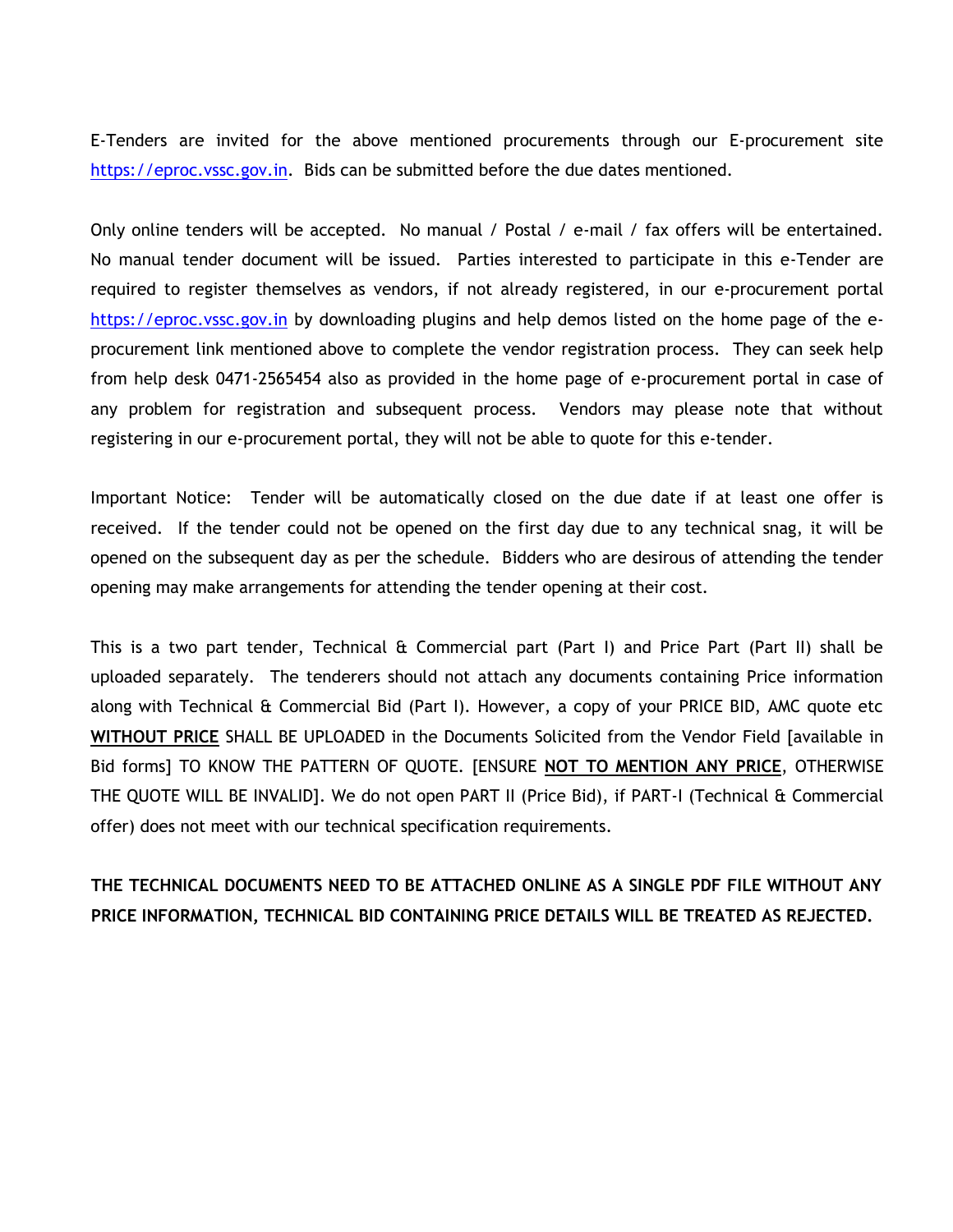E-Tenders are invited for the above mentioned procurements through our E-procurement site https://eproc.vssc.gov.in. Bids can be submitted before the due dates mentioned.

Only online tenders will be accepted. No manual / Postal / e-mail / fax offers will be entertained. No manual tender document will be issued. Parties interested to participate in this e-Tender are required to register themselves as vendors, if not already registered, in our e-procurement portal https://eproc.vssc.gov.in by downloading plugins and help demos listed on the home page of the e-procurement link mentioned above to complete the vendor registration process. They can seek help from help desk 0471-2565454 also as provided in the home page of e-procurement portal in case of any problem for registration and subsequent process. Vendors may please note that without registering in our e-procurement portal, they will not be able to quote for this e-tender.

Important Notice: Tender will be automatically closed on the due date if at least one offer is received. If the tender could not be opened on the first day due to any technical snag, it will be opened on the subsequent day as per the schedule. Bidders who are desirous of attending the tender opening may make arrangements for attending the tender opening at their cost.

This is a two part tender, Technical & Commercial part (Part I) and Price Part (Part II) shall be uploaded separately. The tenderers should not attach any documents containing Price information along with Technical & Commercial Bid (Part I). However, a copy of your PRICE BID, AMC quote etc **WITHOUT PRICE** SHALL BE UPLOADED in the Documents Solicited from the Vendor Field [available in Bid forms] TO KNOW THE PATTERN OF QUOTE. [ENSURE **NOT TO MENTION ANY PRICE**, OTHERWISE THE QUOTE WILL BE INVALID]. We do not open PART II (Price Bid), if PART-I (Technical & Commercial offer) does not meet with our technical specification requirements.

**THE TECHNICAL DOCUMENTS NEED TO BE ATTACHED ONLINE AS A SINGLE PDF FILE WITHOUT ANY PRICE INFORMATION, TECHNICAL BID CONTAINING PRICE DETAILS WILL BE TREATED AS REJECTED.**